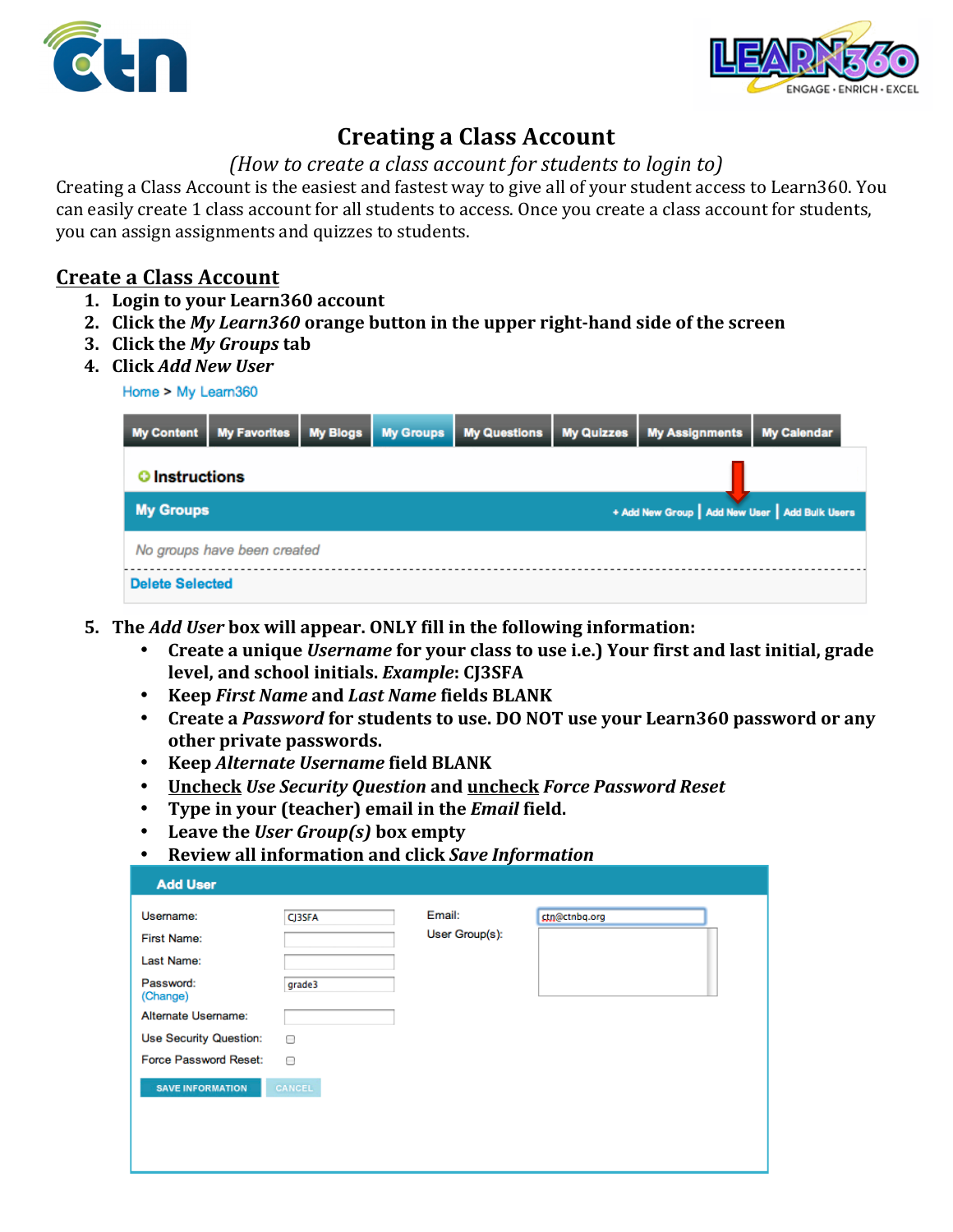# Creating a Class Account

*(How to create a class account for students to login to)*

Creating a Class Account is the easiest and fastest way to give all of your student access to Learn360. You can easily create 1 class account for all students to access. Once you create a class account for students, you can assign assignments and quizzes to students.

## Create a Class Account

1. **Login to your Learn360 account**
2. **Click the *My Learn360* orange button in the upper right-hand side of the screen**
3. **Click the *My Groups* tab**
4. **Click *Add New User***

Home > My Learn360

My Content | My Favorites | My Blogs | My Groups | My Questions | My Quizzes | My Assignments | My Calendar

Instructions

My Groups — + Add New Group | Add New User | Add Bulk Users

No groups have been created

Delete Selected

5. **The *Add User* box will appear. ONLY fill in the following information:**
   - **Create a unique *Username* for your class to use i.e.) Your first and last initial, grade level, and school initials. *Example*: CJ3SFA**
   - **Keep *First Name* and *Last Name* fields BLANK**
   - **Create a *Password* for students to use. DO NOT use your Learn360 password or any other private passwords.**
   - **Keep *Alternate Username* field BLANK**
   - **<u>Uncheck</u> *Use Security Question* and <u>uncheck</u> *Force Password Reset***
   - **Type in your (teacher) email in the *Email* field.**
   - **Leave the *User Group(s)* box empty**
   - **Review all information and click *Save Information***

Add User

| | | | |
|---|---|---|---|
| Username: | CJ3SFA | Email: | ctn@ctnbq.org |
| First Name: | | User Group(s): | |
| Last Name: | | | |
| Password: (Change) | grade3 | | |
| Alternate Username: | | | |
| Use Security Question: | ☐ | | |
| Force Password Reset: | ☐ | | |

SAVE INFORMATION | CANCEL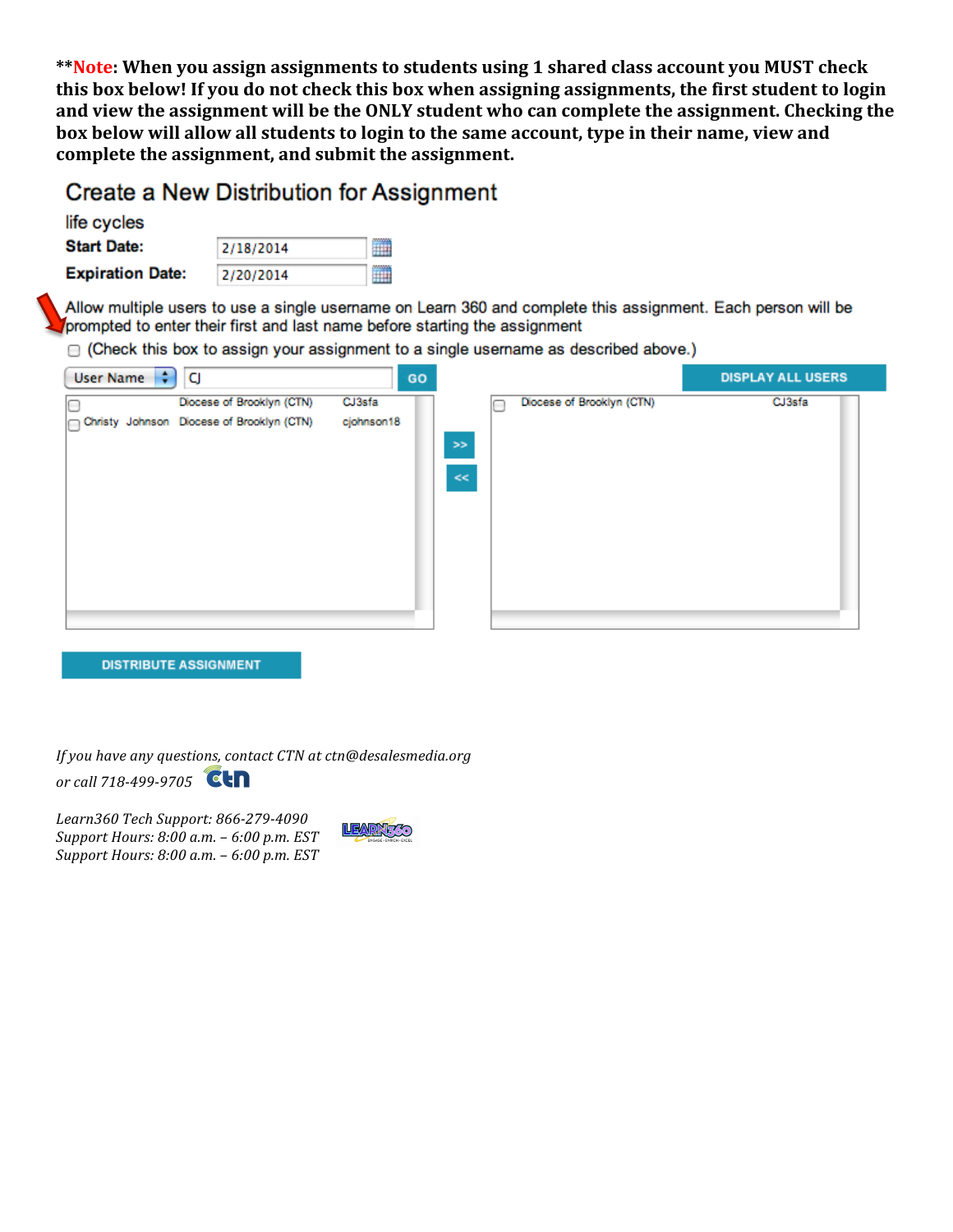****Note: When you assign assignments to students using 1 shared class account you MUST check this box below! If you do not check this box when assigning assignments, the first student to login and view the assignment will be the ONLY student who can complete the assignment. Checking the box below will allow all students to login to the same account, type in their name, view and complete the assignment, and submit the assignment.**

Create a New Distribution for Assignment

life cycles

**Start Date:** 2/18/2014

**Expiration Date:** 2/20/2014

Allow multiple users to use a single username on Learn 360 and complete this assignment. Each person will be prompted to enter their first and last name before starting the assignment

(Check this box to assign your assignment to a single username as described above.)

User Name | CJ | GO | DISPLAY ALL USERS

| | | | |
|---|---|---|---|
| | | Diocese of Brooklyn (CTN) | CJ3sfa |
| | Christy Johnson | Diocese of Brooklyn (CTN) | cjohnson18 |

>>

<<

| | | |
|---|---|---|
| | Diocese of Brooklyn (CTN) | CJ3sfa |

DISTRIBUTE ASSIGNMENT

*If you have any questions, contact CTN at ctn@desalesmedia.org*
*or call 718-499-9705*

*Learn360 Tech Support: 866-279-4090*
*Support Hours: 8:00 a.m. – 6:00 p.m. EST*
*Support Hours: 8:00 a.m. – 6:00 p.m. EST*